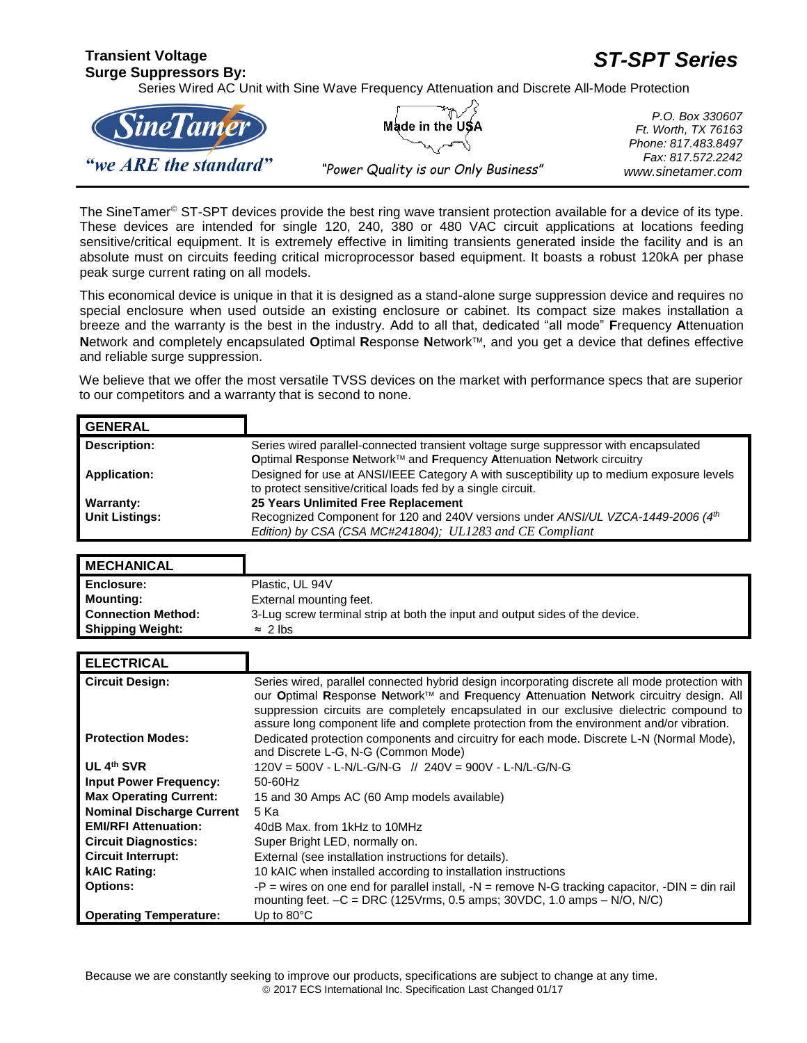**Transient Voltage Surge Suppressors By:**

# *ST-SPT Series*

Series Wired AC Unit with Sine Wave Frequency Attenuation and Discrete All-Mode Protection

SineTamer

*"we ARE the standard"*

Made in the USA

*"Power Quality is our Only Business"*

*P.O. Box 330607*
*Ft. Worth, TX 76163*
*Phone: 817.483.8497*
*Fax: 817.572.2242*
*www.sinetamer.com*

---

The SineTamer© ST-SPT devices provide the best ring wave transient protection available for a device of its type. These devices are intended for single 120, 240, 380 or 480 VAC circuit applications at locations feeding sensitive/critical equipment. It is extremely effective in limiting transients generated inside the facility and is an absolute must on circuits feeding critical microprocessor based equipment. It boasts a robust 120kA per phase peak surge current rating on all models.

This economical device is unique in that it is designed as a stand-alone surge suppression device and requires no special enclosure when used outside an existing enclosure or cabinet. Its compact size makes installation a breeze and the warranty is the best in the industry. Add to all that, dedicated "all mode" **F**requency **A**ttenuation **N**etwork and completely encapsulated **O**ptimal **R**esponse **N**etwork™, and you get a device that defines effective and reliable surge suppression.

We believe that we offer the most versatile TVSS devices on the market with performance specs that are superior to our competitors and a warranty that is second to none.

| GENERAL | |
|---|---|
| **Description:** | Series wired parallel-connected transient voltage surge suppressor with encapsulated **O**ptimal **R**esponse **N**etwork™ and **F**requency **A**ttenuation **N**etwork circuitry |
| **Application:** | Designed for use at ANSI/IEEE Category A with susceptibility up to medium exposure levels to protect sensitive/critical loads fed by a single circuit. |
| **Warranty:** | **25 Years Unlimited Free Replacement** |
| **Unit Listings:** | Recognized Component for 120 and 240V versions under *ANSI/UL VZCA-1449-2006 (4th Edition) by CSA (CSA MC#241804); UL1283 and CE Compliant* |

| MECHANICAL | |
|---|---|
| **Enclosure:** | Plastic, UL 94V |
| **Mounting:** | External mounting feet. |
| **Connection Method:** | 3-Lug screw terminal strip at both the input and output sides of the device. |
| **Shipping Weight:** | ≈ 2 lbs |

| ELECTRICAL | |
|---|---|
| **Circuit Design:** | Series wired, parallel connected hybrid design incorporating discrete all mode protection with our **O**ptimal **R**esponse **N**etwork™ and **F**requency **A**ttenuation **N**etwork circuitry design. All suppression circuits are completely encapsulated in our exclusive dielectric compound to assure long component life and complete protection from the environment and/or vibration. |
| **Protection Modes:** | Dedicated protection components and circuitry for each mode. Discrete L-N (Normal Mode), and Discrete L-G, N-G (Common Mode) |
| **UL 4th SVR** | 120V = 500V - L-N/L-G/N-G // 240V = 900V - L-N/L-G/N-G |
| **Input Power Frequency:** | 50-60Hz |
| **Max Operating Current:** | 15 and 30 Amps AC (60 Amp models available) |
| **Nominal Discharge Current** | 5 Ka |
| **EMI/RFI Attenuation:** | 40dB Max. from 1kHz to 10MHz |
| **Circuit Diagnostics:** | Super Bright LED, normally on. |
| **Circuit Interrupt:** | External (see installation instructions for details). |
| **kAIC Rating:** | 10 kAIC when installed according to installation instructions |
| **Options:** | -P = wires on one end for parallel install, -N = remove N-G tracking capacitor, -DIN = din rail mounting feet. –C = DRC (125Vrms, 0.5 amps; 30VDC, 1.0 amps – N/O, N/C) |
| **Operating Temperature:** | Up to 80°C |

Because we are constantly seeking to improve our products, specifications are subject to change at any time.
© 2017 ECS International Inc. Specification Last Changed 01/17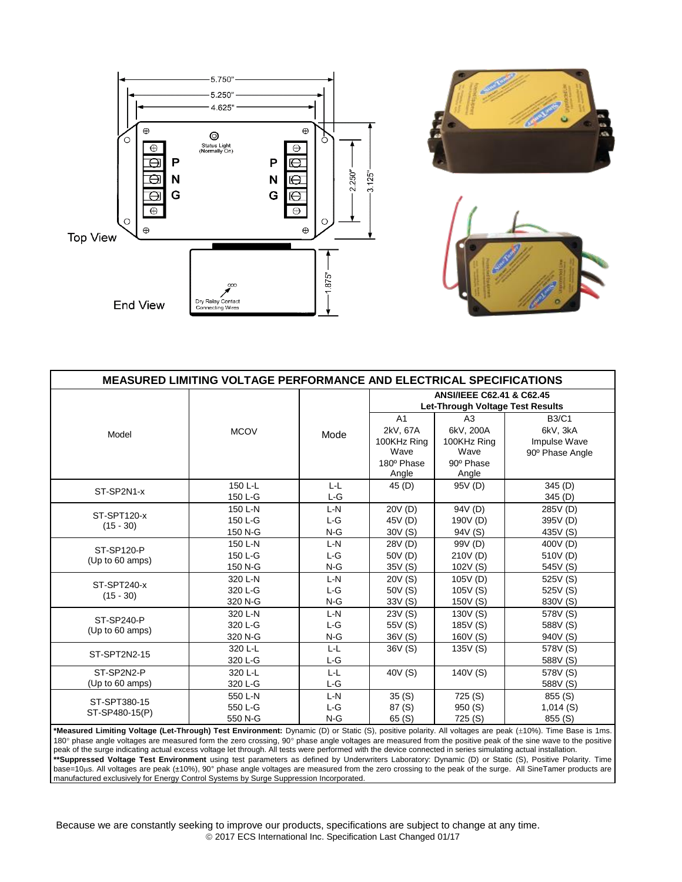Top View

End View

5.750"
5.250"
4.625"
2.250"
3.125"
1.875"

Status Light (Normally On)

P N G

P N G

Dry Relay Contact Connecting Wires

| MEASURED LIMITING VOLTAGE PERFORMANCE AND ELECTRICAL SPECIFICATIONS | | | | | |
|---|---|---|---|---|---|
| Model | MCOV | Mode | ANSI/IEEE C62.41 & C62.45 Let-Through Voltage Test Results | | |
| | | | A1 2kV, 67A 100KHz Ring Wave 180º Phase Angle | A3 6kV, 200A 100KHz Ring Wave 90º Phase Angle | B3/C1 6kV, 3kA Impulse Wave 90º Phase Angle |
| ST-SP2N1-x | 150 L-L<br>150 L-G | L-L<br>L-G | 45 (D) | 95V (D) | 345 (D)<br>345 (D) |
| ST-SPT120-x (15 - 30) | 150 L-N<br>150 L-G<br>150 N-G | L-N<br>L-G<br>N-G | 20V (D)<br>45V (D)<br>30V (S) | 94V (D)<br>190V (D)<br>94V (S) | 285V (D)<br>395V (D)<br>435V (S) |
| ST-SP120-P (Up to 60 amps) | 150 L-N<br>150 L-G<br>150 N-G | L-N<br>L-G<br>N-G | 28V (D)<br>50V (D)<br>35V (S) | 99V (D)<br>210V (D)<br>102V (S) | 400V (D)<br>510V (D)<br>545V (S) |
| ST-SPT240-x (15 - 30) | 320 L-N<br>320 L-G<br>320 N-G | L-N<br>L-G<br>N-G | 20V (S)<br>50V (S)<br>33V (S) | 105V (D)<br>105V (S)<br>150V (S) | 525V (S)<br>525V (S)<br>830V (S) |
| ST-SP240-P (Up to 60 amps) | 320 L-N<br>320 L-G<br>320 N-G | L-N<br>L-G<br>N-G | 23V (S)<br>55V (S)<br>36V (S) | 130V (S)<br>185V (S)<br>160V (S) | 578V (S)<br>588V (S)<br>940V (S) |
| ST-SPT2N2-15 | 320 L-L<br>320 L-G | L-L<br>L-G | 36V (S) | 135V (S) | 578V (S)<br>588V (S) |
| ST-SP2N2-P (Up to 60 amps) | 320 L-L<br>320 L-G | L-L<br>L-G | 40V (S) | 140V (S) | 578V (S)<br>588V (S) |
| ST-SPT380-15<br>ST-SP480-15(P) | 550 L-N<br>550 L-G<br>550 N-G | L-N<br>L-G<br>N-G | 35 (S)<br>87 (S)<br>65 (S) | 725 (S)<br>950 (S)<br>725 (S) | 855 (S)<br>1,014 (S)<br>855 (S) |

***Measured Limiting Voltage (Let-Through) Test Environment:** Dynamic (D) or Static (S), positive polarity. All voltages are peak (±10%). Time Base is 1ms. 180° phase angle voltages are measured form the zero crossing, 90° phase angle voltages are measured from the positive peak of the sine wave to the positive peak of the surge indicating actual excess voltage let through. All tests were performed with the device connected in series simulating actual installation.

****Suppressed Voltage Test Environment** using test parameters as defined by Underwriters Laboratory: Dynamic (D) or Static (S), Positive Polarity. Time base=10µs. All voltages are peak (±10%), 90° phase angle voltages are measured from the zero crossing to the peak of the surge. All SineTamer products are manufactured exclusively for Energy Control Systems by Surge Suppression Incorporated.

Because we are constantly seeking to improve our products, specifications are subject to change at any time.

© 2017 ECS International Inc. Specification Last Changed 01/17